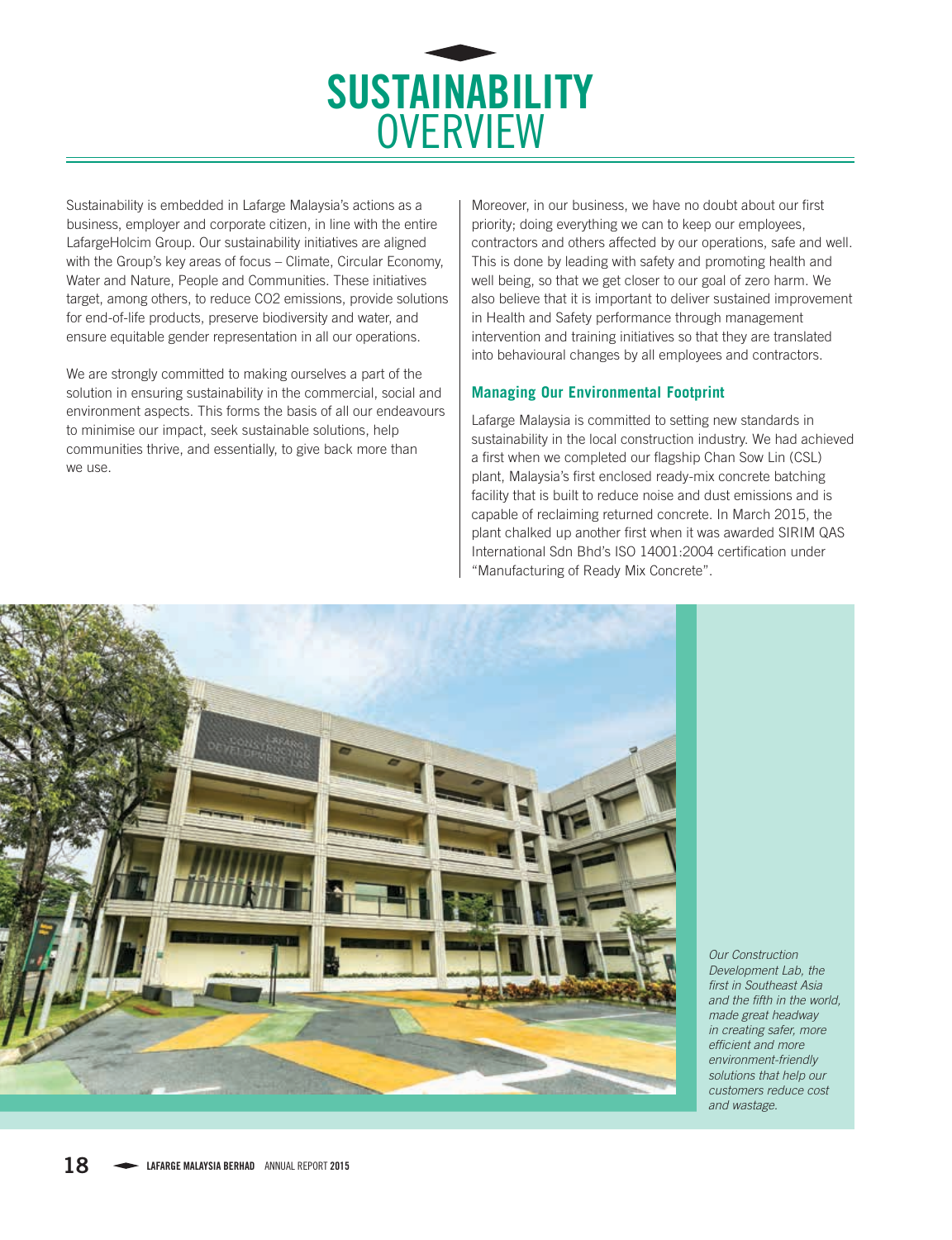# SUSTAINABILITY OVERVIEW

Sustainability is embedded in Lafarge Malaysia's actions as a business, employer and corporate citizen, in line with the entire LafargeHolcim Group. Our sustainability initiatives are aligned with the Group's key areas of focus – Climate, Circular Economy, Water and Nature, People and Communities. These initiatives target, among others, to reduce CO2 emissions, provide solutions for end-of-life products, preserve biodiversity and water, and ensure equitable gender representation in all our operations.

We are strongly committed to making ourselves a part of the solution in ensuring sustainability in the commercial, social and environment aspects. This forms the basis of all our endeavours to minimise our impact, seek sustainable solutions, help communities thrive, and essentially, to give back more than we use.

Moreover, in our business, we have no doubt about our first priority; doing everything we can to keep our employees, contractors and others affected by our operations, safe and well. This is done by leading with safety and promoting health and well being, so that we get closer to our goal of zero harm. We also believe that it is important to deliver sustained improvement in Health and Safety performance through management intervention and training initiatives so that they are translated into behavioural changes by all employees and contractors.

### Managing Our Environmental Footprint

Lafarge Malaysia is committed to setting new standards in sustainability in the local construction industry. We had achieved a first when we completed our flagship Chan Sow Lin (CSL) plant, Malaysia's first enclosed ready-mix concrete batching facility that is built to reduce noise and dust emissions and is capable of reclaiming returned concrete. In March 2015, the plant chalked up another first when it was awarded SIRIM QAS International Sdn Bhd's ISO 14001:2004 certification under "Manufacturing of Ready Mix Concrete".

*Our Construction Development Lab, the first in Southeast Asia and the fifth in the world, made great headway in creating safer, more efficient and more environment-friendly solutions that help our customers reduce cost and wastage.*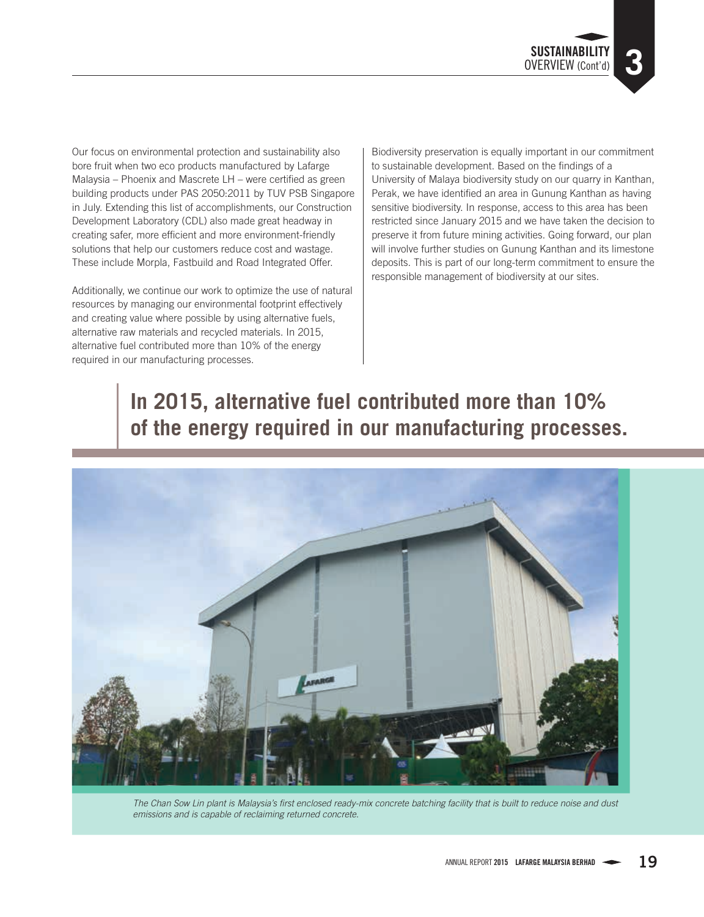Our focus on environmental protection and sustainability also bore fruit when two eco products manufactured by Lafarge Malaysia – Phoenix and Mascrete LH – were certified as green building products under PAS 2050:2011 by TUV PSB Singapore in July. Extending this list of accomplishments, our Construction Development Laboratory (CDL) also made great headway in creating safer, more efficient and more environment-friendly solutions that help our customers reduce cost and wastage. These include Morpla, Fastbuild and Road Integrated Offer.

Additionally, we continue our work to optimize the use of natural resources by managing our environmental footprint effectively and creating value where possible by using alternative fuels, alternative raw materials and recycled materials. In 2015, alternative fuel contributed more than 10% of the energy required in our manufacturing processes.

Biodiversity preservation is equally important in our commitment to sustainable development. Based on the findings of a University of Malaya biodiversity study on our quarry in Kanthan, Perak, we have identified an area in Gunung Kanthan as having sensitive biodiversity. In response, access to this area has been restricted since January 2015 and we have taken the decision to preserve it from future mining activities. Going forward, our plan will involve further studies on Gunung Kanthan and its limestone deposits. This is part of our long-term commitment to ensure the responsible management of biodiversity at our sites.

**In 2015, alternative fuel contributed more than 10% of the energy required in our manufacturing processes.**

*The Chan Sow Lin plant is Malaysia's first enclosed ready-mix concrete batching facility that is built to reduce noise and dust emissions and is capable of reclaiming returned concrete.*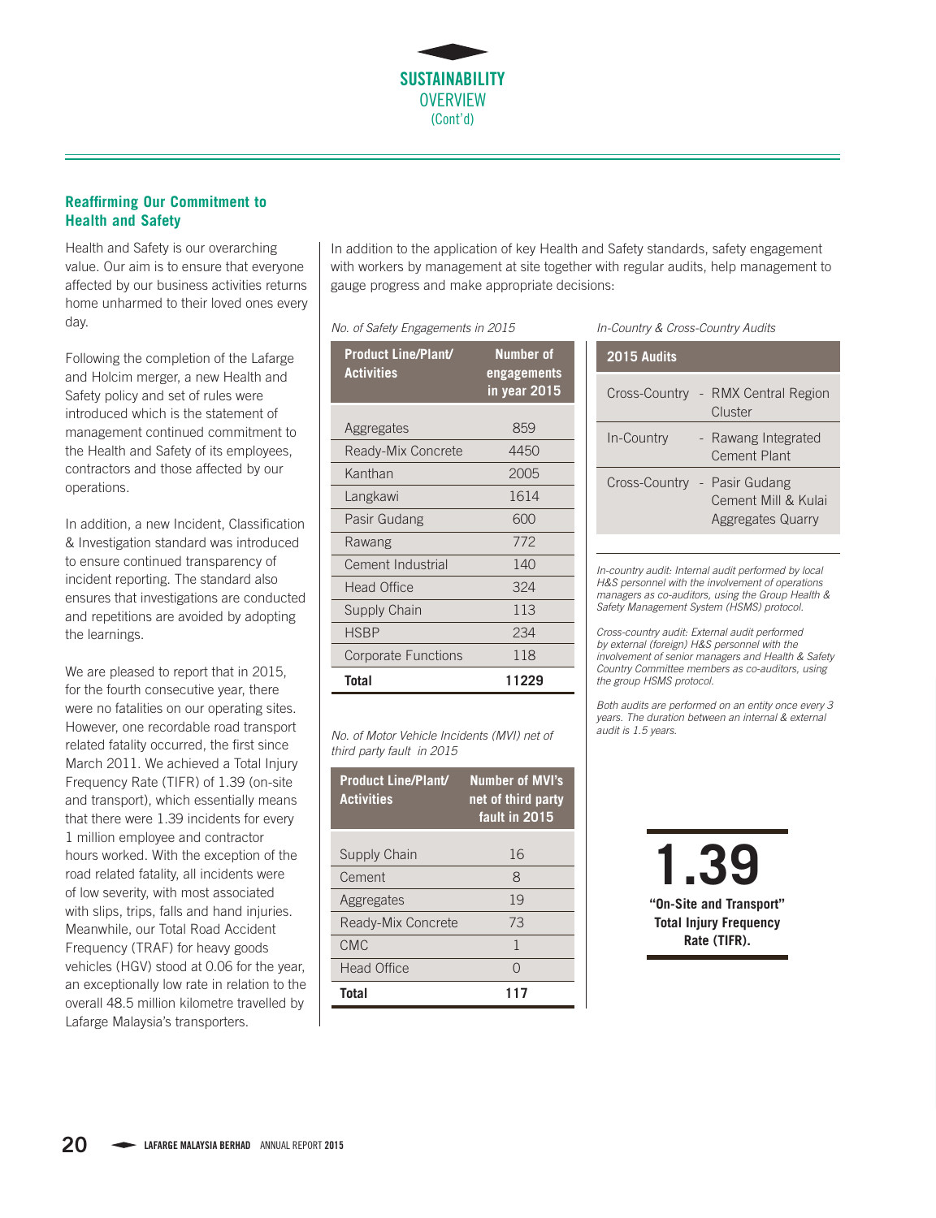## Reaffirming Our Commitment to Health and Safety

Health and Safety is our overarching value. Our aim is to ensure that everyone affected by our business activities returns home unharmed to their loved ones every day.

Following the completion of the Lafarge and Holcim merger, a new Health and Safety policy and set of rules were introduced which is the statement of management continued commitment to the Health and Safety of its employees, contractors and those affected by our operations.

In addition, a new Incident, Classification & Investigation standard was introduced to ensure continued transparency of incident reporting. The standard also ensures that investigations are conducted and repetitions are avoided by adopting the learnings.

We are pleased to report that in 2015, for the fourth consecutive year, there were no fatalities on our operating sites. However, one recordable road transport related fatality occurred, the first since March 2011. We achieved a Total Injury Frequency Rate (TIFR) of 1.39 (on-site and transport), which essentially means that there were 1.39 incidents for every 1 million employee and contractor hours worked. With the exception of the road related fatality, all incidents were of low severity, with most associated with slips, trips, falls and hand injuries. Meanwhile, our Total Road Accident Frequency (TRAF) for heavy goods vehicles (HGV) stood at 0.06 for the year, an exceptionally low rate in relation to the overall 48.5 million kilometre travelled by Lafarge Malaysia's transporters.

In addition to the application of key Health and Safety standards, safety engagement with workers by management at site together with regular audits, help management to gauge progress and make appropriate decisions:

*No. of Safety Engagements in 2015*

| Product Line/Plant/ Activities | Number of engagements in year 2015 |
|---|---|
| Aggregates | 859 |
| Ready-Mix Concrete | 4450 |
| Kanthan | 2005 |
| Langkawi | 1614 |
| Pasir Gudang | 600 |
| Rawang | 772 |
| Cement Industrial | 140 |
| Head Office | 324 |
| Supply Chain | 113 |
| HSBP | 234 |
| Corporate Functions | 118 |
| **Total** | **11229** |

*No. of Motor Vehicle Incidents (MVI) net of third party fault in 2015*

| Product Line/Plant/ Activities | Number of MVI's net of third party fault in 2015 |
|---|---|
| Supply Chain | 16 |
| Cement | 8 |
| Aggregates | 19 |
| Ready-Mix Concrete | 73 |
| CMC | 1 |
| Head Office | 0 |
| **Total** | **117** |

*In-Country & Cross-Country Audits*

| 2015 Audits | |
|---|---|
| Cross-Country | - RMX Central Region Cluster |
| In-Country | - Rawang Integrated Cement Plant |
| Cross-Country | - Pasir Gudang Cement Mill & Kulai Aggregates Quarry |

*In-country audit: Internal audit performed by local H&S personnel with the involvement of operations managers as co-auditors, using the Group Health & Safety Management System (HSMS) protocol.*

*Cross-country audit: External audit performed by external (foreign) H&S personnel with the involvement of senior managers and Health & Safety Country Committee members as co-auditors, using the group HSMS protocol.*

*Both audits are performed on an entity once every 3 years. The duration between an internal & external audit is 1.5 years.*

**1.39**

**"On-Site and Transport" Total Injury Frequency Rate (TIFR).**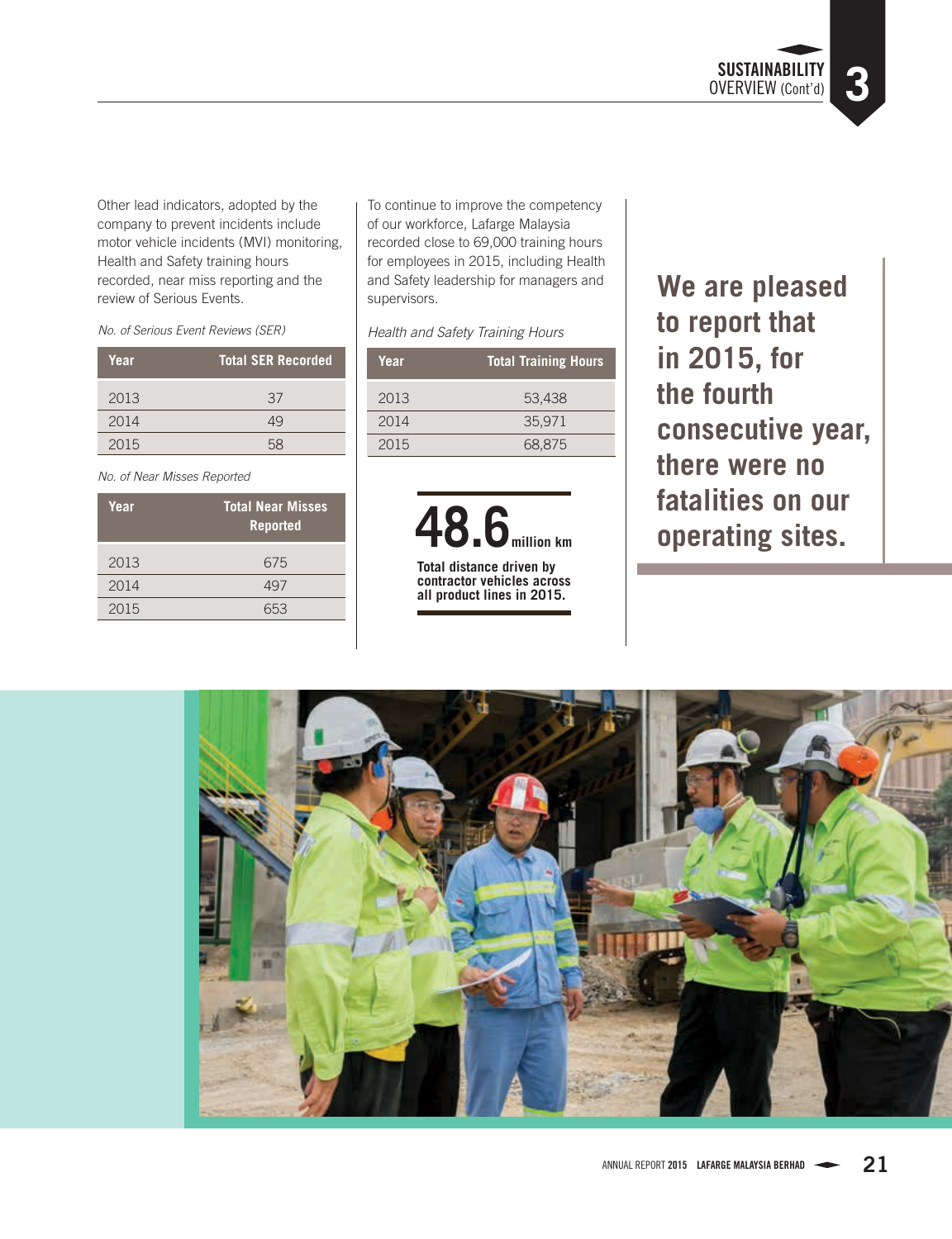Other lead indicators, adopted by the company to prevent incidents include motor vehicle incidents (MVI) monitoring, Health and Safety training hours recorded, near miss reporting and the review of Serious Events.

*No. of Serious Event Reviews (SER)*

| Year | Total SER Recorded |
|---|---|
| 2013 | 37 |
| 2014 | 49 |
| 2015 | 58 |

*No. of Near Misses Reported*

| Year | Total Near Misses Reported |
|---|---|
| 2013 | 675 |
| 2014 | 497 |
| 2015 | 653 |

To continue to improve the competency of our workforce, Lafarge Malaysia recorded close to 69,000 training hours for employees in 2015, including Health and Safety leadership for managers and supervisors.

*Health and Safety Training Hours*

| Year | Total Training Hours |
|---|---|
| 2013 | 53,438 |
| 2014 | 35,971 |
| 2015 | 68,875 |

**48.6** million km

**Total distance driven by contractor vehicles across all product lines in 2015.**

**We are pleased to report that in 2015, for the fourth consecutive year, there were no fatalities on our operating sites.**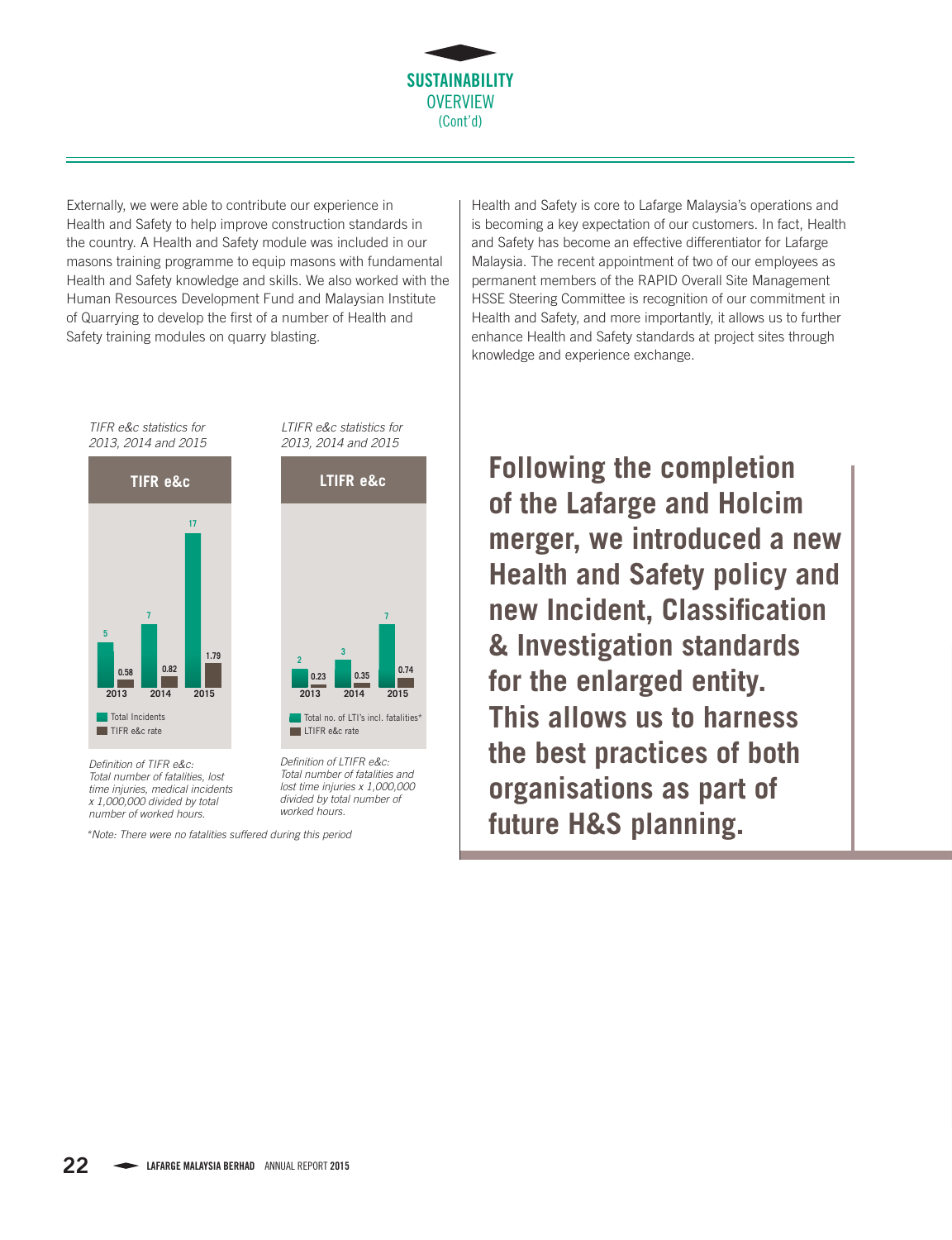## SUSTAINABILITY OVERVIEW (Cont'd)

Externally, we were able to contribute our experience in Health and Safety to help improve construction standards in the country. A Health and Safety module was included in our masons training programme to equip masons with fundamental Health and Safety knowledge and skills. We also worked with the Human Resources Development Fund and Malaysian Institute of Quarrying to develop the first of a number of Health and Safety training modules on quarry blasting.

Health and Safety is core to Lafarge Malaysia's operations and is becoming a key expectation of our customers. In fact, Health and Safety has become an effective differentiator for Lafarge Malaysia. The recent appointment of two of our employees as permanent members of the RAPID Overall Site Management HSSE Steering Committee is recognition of our commitment in Health and Safety, and more importantly, it allows us to further enhance Health and Safety standards at project sites through knowledge and experience exchange.

*TIFR e&c statistics for 2013, 2014 and 2015*

**TIFR e&c**

| Year | Total Incidents | TIFR e&c rate |
|---|---|---|
| 2013 | 5 | 0.58 |
| 2014 | 7 | 0.82 |
| 2015 | 17 | 1.79 |

*Definition of TIFR e&c: Total number of fatalities, lost time injuries, medical incidents x 1,000,000 divided by total number of worked hours.*

*LTIFR e&c statistics for 2013, 2014 and 2015*

**LTIFR e&c**

| Year | Total no. of LTI's incl. fatalities* | LTIFR e&c rate |
|---|---|---|
| 2013 | 2 | 0.23 |
| 2014 | 3 | 0.35 |
| 2015 | 7 | 0.74 |

*Definition of LTIFR e&c: Total number of fatalities and lost time injuries x 1,000,000 divided by total number of worked hours.*

*\*Note: There were no fatalities suffered during this period*

**Following the completion of the Lafarge and Holcim merger, we introduced a new Health and Safety policy and new Incident, Classification & Investigation standards for the enlarged entity. This allows us to harness the best practices of both organisations as part of future H&S planning.**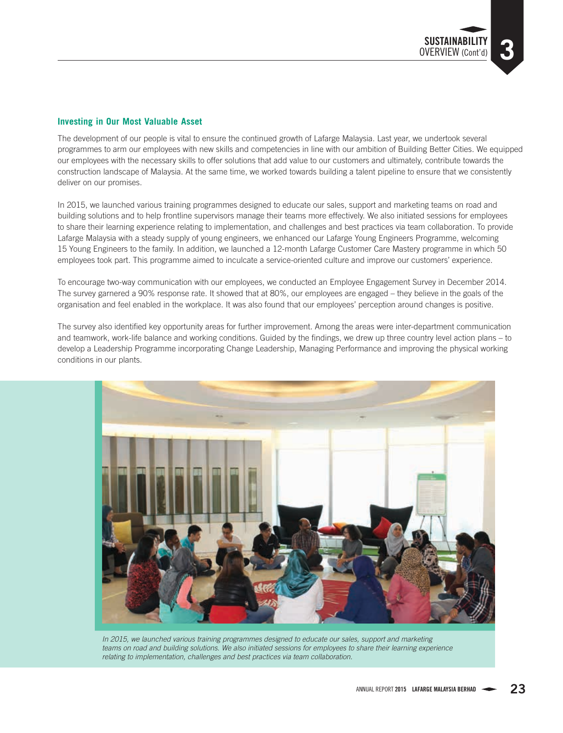## Investing in Our Most Valuable Asset

The development of our people is vital to ensure the continued growth of Lafarge Malaysia. Last year, we undertook several programmes to arm our employees with new skills and competencies in line with our ambition of Building Better Cities. We equipped our employees with the necessary skills to offer solutions that add value to our customers and ultimately, contribute towards the construction landscape of Malaysia. At the same time, we worked towards building a talent pipeline to ensure that we consistently deliver on our promises.

In 2015, we launched various training programmes designed to educate our sales, support and marketing teams on road and building solutions and to help frontline supervisors manage their teams more effectively. We also initiated sessions for employees to share their learning experience relating to implementation, and challenges and best practices via team collaboration. To provide Lafarge Malaysia with a steady supply of young engineers, we enhanced our Lafarge Young Engineers Programme, welcoming 15 Young Engineers to the family. In addition, we launched a 12-month Lafarge Customer Care Mastery programme in which 50 employees took part. This programme aimed to inculcate a service-oriented culture and improve our customers' experience.

To encourage two-way communication with our employees, we conducted an Employee Engagement Survey in December 2014. The survey garnered a 90% response rate. It showed that at 80%, our employees are engaged – they believe in the goals of the organisation and feel enabled in the workplace. It was also found that our employees' perception around changes is positive.

The survey also identified key opportunity areas for further improvement. Among the areas were inter-department communication and teamwork, work-life balance and working conditions. Guided by the findings, we drew up three country level action plans – to develop a Leadership Programme incorporating Change Leadership, Managing Performance and improving the physical working conditions in our plants.

*In 2015, we launched various training programmes designed to educate our sales, support and marketing teams on road and building solutions. We also initiated sessions for employees to share their learning experience relating to implementation, challenges and best practices via team collaboration.*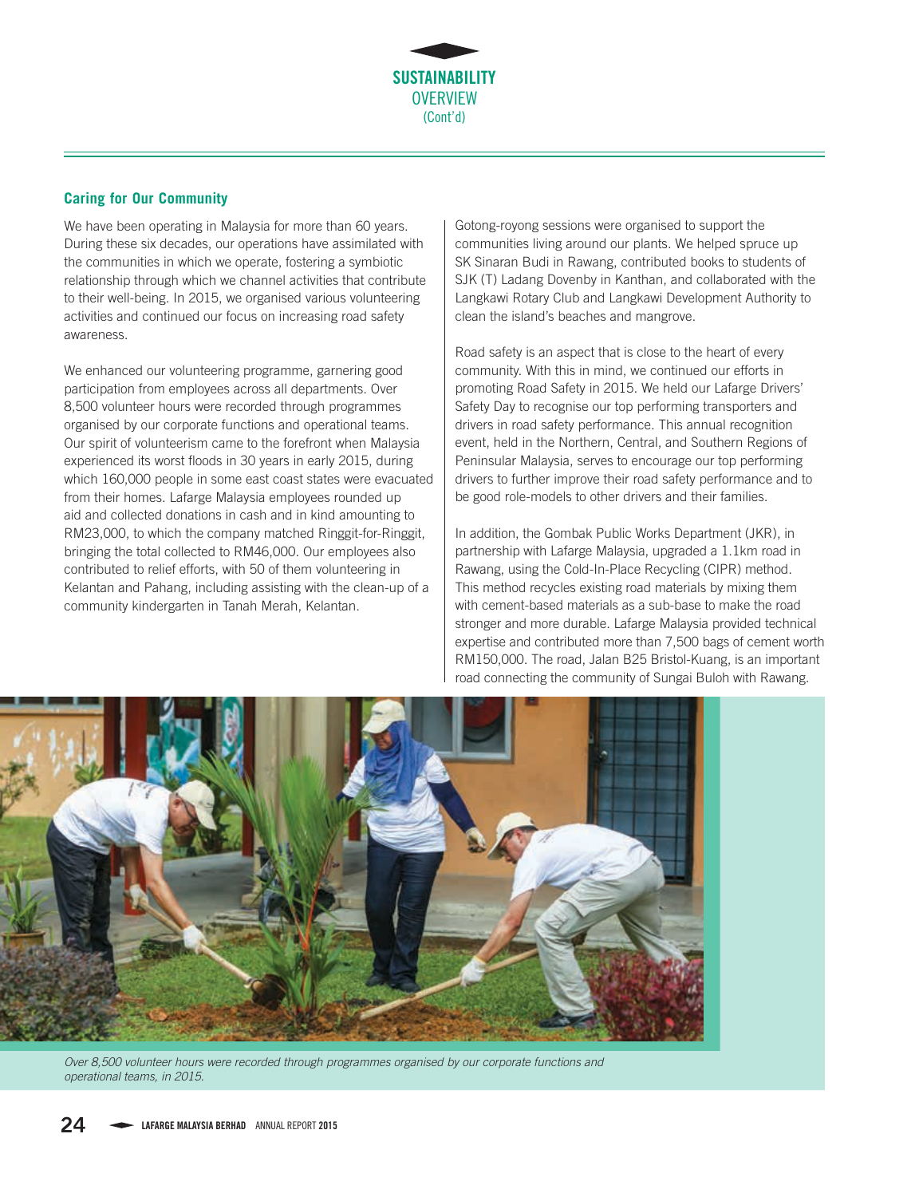# SUSTAINABILITY OVERVIEW (Cont'd)

## Caring for Our Community

We have been operating in Malaysia for more than 60 years. During these six decades, our operations have assimilated with the communities in which we operate, fostering a symbiotic relationship through which we channel activities that contribute to their well-being. In 2015, we organised various volunteering activities and continued our focus on increasing road safety awareness.

We enhanced our volunteering programme, garnering good participation from employees across all departments. Over 8,500 volunteer hours were recorded through programmes organised by our corporate functions and operational teams. Our spirit of volunteerism came to the forefront when Malaysia experienced its worst floods in 30 years in early 2015, during which 160,000 people in some east coast states were evacuated from their homes. Lafarge Malaysia employees rounded up aid and collected donations in cash and in kind amounting to RM23,000, to which the company matched Ringgit-for-Ringgit, bringing the total collected to RM46,000. Our employees also contributed to relief efforts, with 50 of them volunteering in Kelantan and Pahang, including assisting with the clean-up of a community kindergarten in Tanah Merah, Kelantan.

Gotong-royong sessions were organised to support the communities living around our plants. We helped spruce up SK Sinaran Budi in Rawang, contributed books to students of SJK (T) Ladang Dovenby in Kanthan, and collaborated with the Langkawi Rotary Club and Langkawi Development Authority to clean the island's beaches and mangrove.

Road safety is an aspect that is close to the heart of every community. With this in mind, we continued our efforts in promoting Road Safety in 2015. We held our Lafarge Drivers' Safety Day to recognise our top performing transporters and drivers in road safety performance. This annual recognition event, held in the Northern, Central, and Southern Regions of Peninsular Malaysia, serves to encourage our top performing drivers to further improve their road safety performance and to be good role-models to other drivers and their families.

In addition, the Gombak Public Works Department (JKR), in partnership with Lafarge Malaysia, upgraded a 1.1km road in Rawang, using the Cold-In-Place Recycling (CIPR) method. This method recycles existing road materials by mixing them with cement-based materials as a sub-base to make the road stronger and more durable. Lafarge Malaysia provided technical expertise and contributed more than 7,500 bags of cement worth RM150,000. The road, Jalan B25 Bristol-Kuang, is an important road connecting the community of Sungai Buloh with Rawang.

*Over 8,500 volunteer hours were recorded through programmes organised by our corporate functions and operational teams, in 2015.*